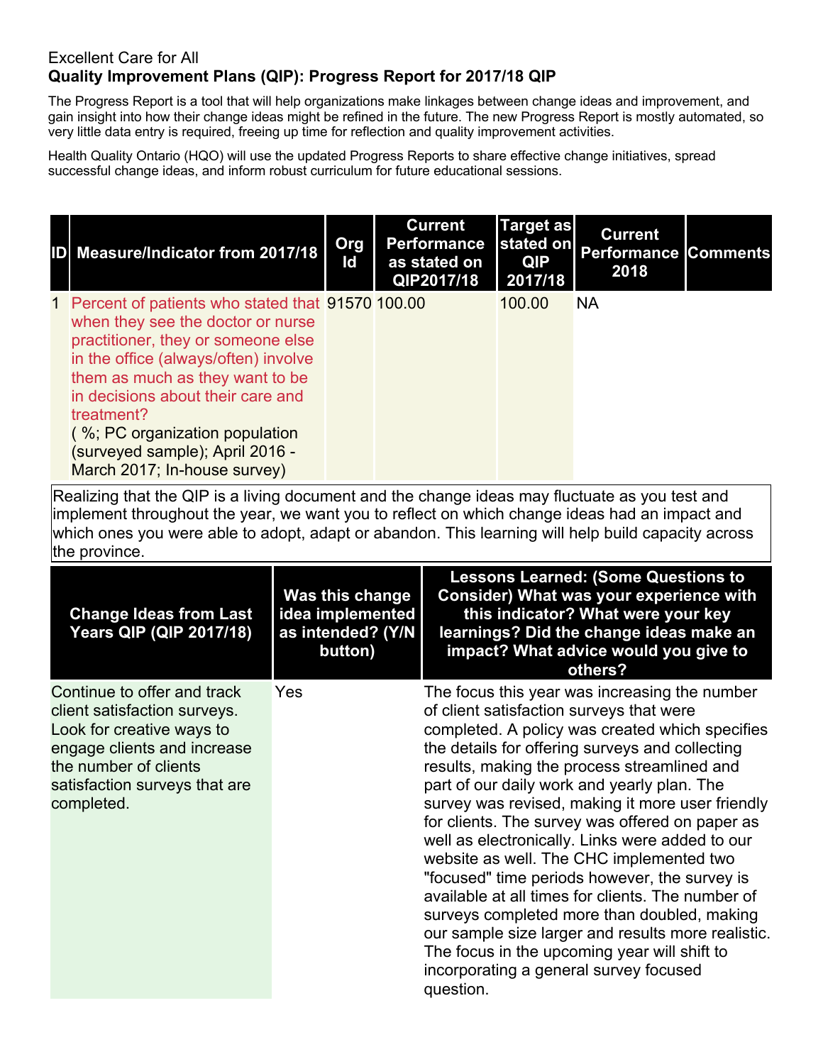Excellent Care for All

**Quality Improvement Plans (QIP): Progress Report for 2017/18 QIP**

The Progress Report is a tool that will help organizations make linkages between change ideas and improvement, and gain insight into how their change ideas might be refined in the future. The new Progress Report is mostly automated, so very little data entry is required, freeing up time for reflection and quality improvement activities.

Health Quality Ontario (HQO) will use the updated Progress Reports to share effective change initiatives, spread successful change ideas, and inform robust curriculum for future educational sessions.

| ID | Measure/Indicator from 2017/18 | Org Id | Current Performance as stated on QIP2017/18 | Target as stated on QIP 2017/18 | Current Performance 2018 | Comments |
|---|---|---|---|---|---|---|
| 1 | Percent of patients who stated that when they see the doctor or nurse practitioner, they or someone else in the office (always/often) involve them as much as they want to be in decisions about their care and treatment? ( %; PC organization population (surveyed sample); April 2016 - March 2017; In-house survey) | 91570 | 100.00 | 100.00 | NA | |

Realizing that the QIP is a living document and the change ideas may fluctuate as you test and implement throughout the year, we want you to reflect on which change ideas had an impact and which ones you were able to adopt, adapt or abandon. This learning will help build capacity across the province.

| Change Ideas from Last Years QIP (QIP 2017/18) | Was this change idea implemented as intended? (Y/N button) | Lessons Learned: (Some Questions to Consider) What was your experience with this indicator? What were your key learnings? Did the change ideas make an impact? What advice would you give to others? |
|---|---|---|
| Continue to offer and track client satisfaction surveys. Look for creative ways to engage clients and increase the number of clients satisfaction surveys that are completed. | Yes | The focus this year was increasing the number of client satisfaction surveys that were completed. A policy was created which specifies the details for offering surveys and collecting results, making the process streamlined and part of our daily work and yearly plan. The survey was revised, making it more user friendly for clients. The survey was offered on paper as well as electronically. Links were added to our website as well. The CHC implemented two "focused" time periods however, the survey is available at all times for clients. The number of surveys completed more than doubled, making our sample size larger and results more realistic. The focus in the upcoming year will shift to incorporating a general survey focused question. |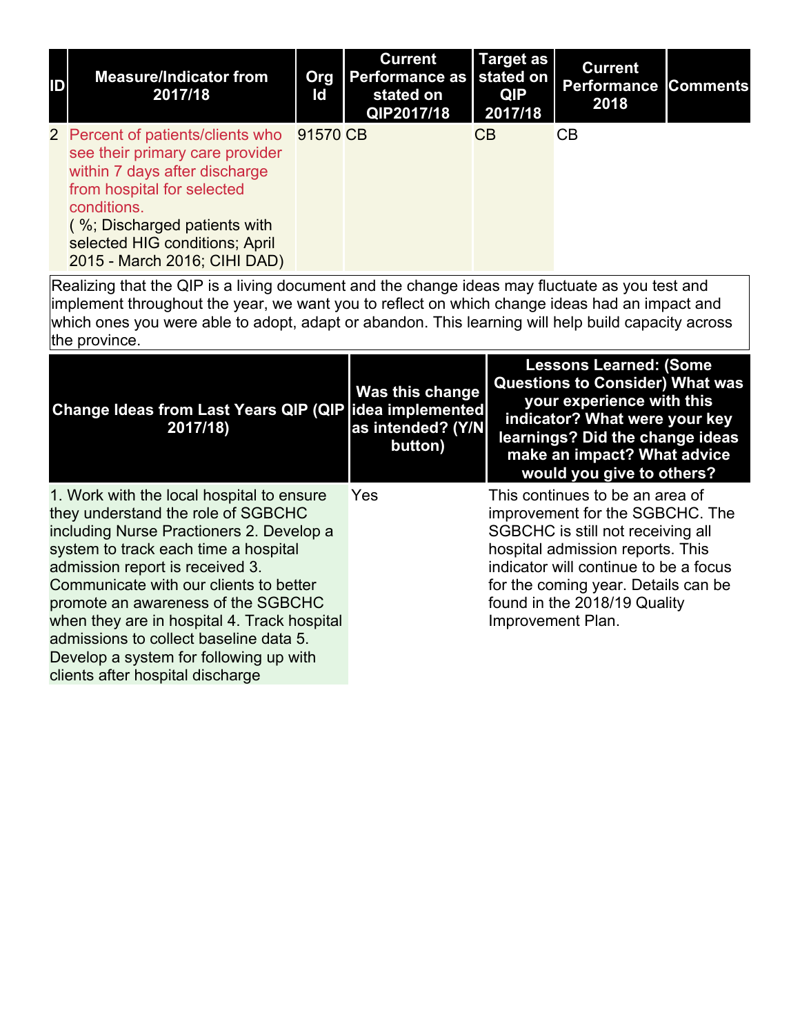| ID | Measure/Indicator from 2017/18 | Org Id | Current Performance as stated on QIP2017/18 | Target as stated on QIP 2017/18 | Current Performance 2018 | Comments |
|---|---|---|---|---|---|---|
| 2 | Percent of patients/clients who see their primary care provider within 7 days after discharge from hospital for selected conditions.<br>( %; Discharged patients with selected HIG conditions; April 2015 - March 2016; CIHI DAD) | 91570 | CB | CB | CB | |

Realizing that the QIP is a living document and the change ideas may fluctuate as you test and implement throughout the year, we want you to reflect on which change ideas had an impact and which ones you were able to adopt, adapt or abandon. This learning will help build capacity across the province.

| Change Ideas from Last Years QIP (QIP 2017/18) | Was this change idea implemented as intended? (Y/N button) | Lessons Learned: (Some Questions to Consider) What was your experience with this indicator? What were your key learnings? Did the change ideas make an impact? What advice would you give to others? |
|---|---|---|
| 1. Work with the local hospital to ensure they understand the role of SGBCHC including Nurse Practioners 2. Develop a system to track each time a hospital admission report is received 3. Communicate with our clients to better promote an awareness of the SGBCHC when they are in hospital 4. Track hospital admissions to collect baseline data 5. Develop a system for following up with clients after hospital discharge | Yes | This continues to be an area of improvement for the SGBCHC. The SGBCHC is still not receiving all hospital admission reports. This indicator will continue to be a focus for the coming year. Details can be found in the 2018/19 Quality Improvement Plan. |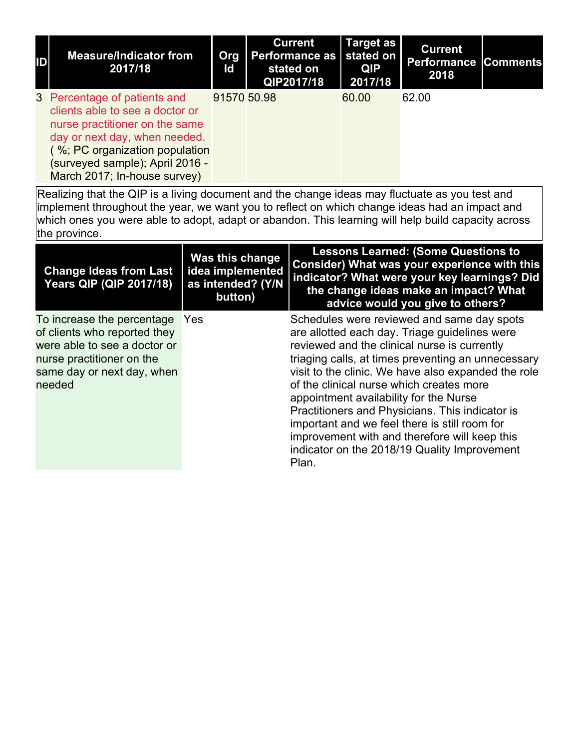| ID | Measure/Indicator from 2017/18 | Org Id | Current Performance as stated on QIP2017/18 | Target as stated on QIP 2017/18 | Current Performance 2018 | Comments |
|---|---|---|---|---|---|---|
| 3 | Percentage of patients and clients able to see a doctor or nurse practitioner on the same day or next day, when needed. ( %; PC organization population (surveyed sample); April 2016 - March 2017; In-house survey) | 91570 | 50.98 | 60.00 | 62.00 | |

Realizing that the QIP is a living document and the change ideas may fluctuate as you test and implement throughout the year, we want you to reflect on which change ideas had an impact and which ones you were able to adopt, adapt or abandon. This learning will help build capacity across the province.

| Change Ideas from Last Years QIP (QIP 2017/18) | Was this change idea implemented as intended? (Y/N button) | Lessons Learned: (Some Questions to Consider) What was your experience with this indicator? What were your key learnings? Did the change ideas make an impact? What advice would you give to others? |
|---|---|---|
| To increase the percentage of clients who reported they were able to see a doctor or nurse practitioner on the same day or next day, when needed | Yes | Schedules were reviewed and same day spots are allotted each day. Triage guidelines were reviewed and the clinical nurse is currently triaging calls, at times preventing an unnecessary visit to the clinic. We have also expanded the role of the clinical nurse which creates more appointment availability for the Nurse Practitioners and Physicians. This indicator is important and we feel there is still room for improvement with and therefore will keep this indicator on the 2018/19 Quality Improvement Plan. |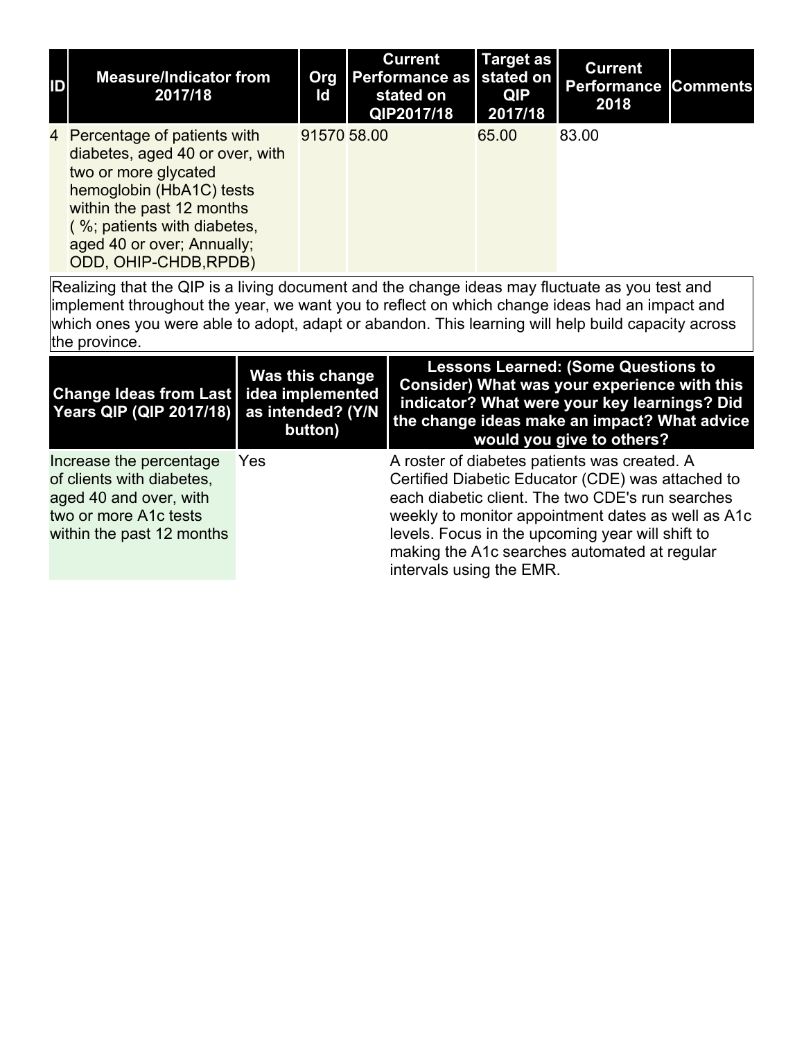| ID | Measure/Indicator from 2017/18 | Org Id | Current Performance as stated on QIP2017/18 | Target as stated on QIP 2017/18 | Current Performance 2018 | Comments |
| --- | --- | --- | --- | --- | --- | --- |
| 4 | Percentage of patients with diabetes, aged 40 or over, with two or more glycated hemoglobin (HbA1C) tests within the past 12 months ( %; patients with diabetes, aged 40 or over; Annually; ODD, OHIP-CHDB,RPDB) | 91570 | 58.00 | 65.00 | 83.00 | |

Realizing that the QIP is a living document and the change ideas may fluctuate as you test and implement throughout the year, we want you to reflect on which change ideas had an impact and which ones you were able to adopt, adapt or abandon. This learning will help build capacity across the province.

| Change Ideas from Last Years QIP (QIP 2017/18) | Was this change idea implemented as intended? (Y/N button) | Lessons Learned: (Some Questions to Consider) What was your experience with this indicator? What were your key learnings? Did the change ideas make an impact? What advice would you give to others? |
| --- | --- | --- |
| Increase the percentage of clients with diabetes, aged 40 and over, with two or more A1c tests within the past 12 months | Yes | A roster of diabetes patients was created. A Certified Diabetic Educator (CDE) was attached to each diabetic client. The two CDE's run searches weekly to monitor appointment dates as well as A1c levels. Focus in the upcoming year will shift to making the A1c searches automated at regular intervals using the EMR. |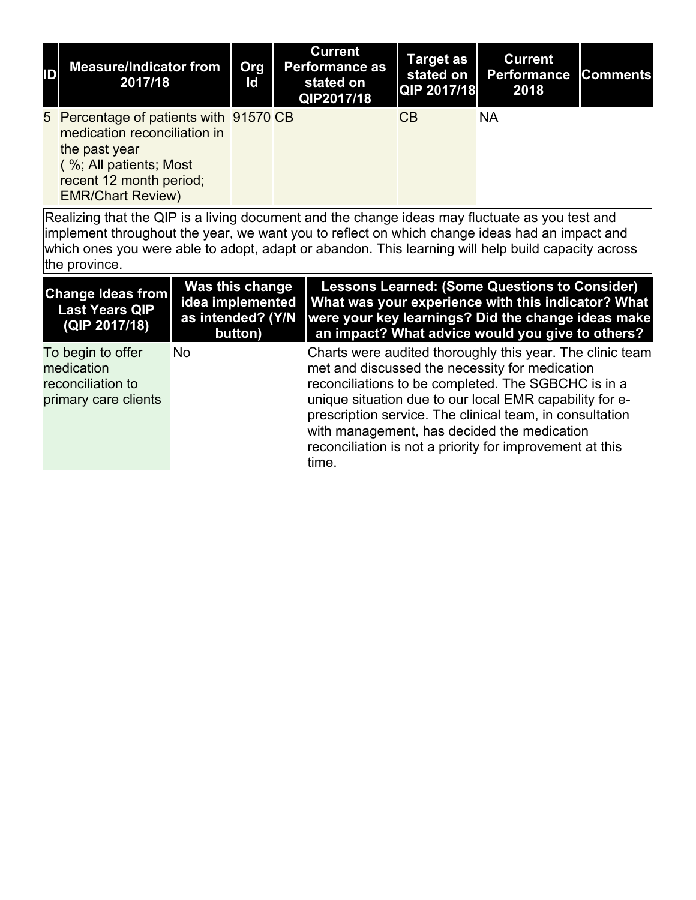| ID | Measure/Indicator from 2017/18 | Org Id | Current Performance as stated on QIP2017/18 | Target as stated on QIP 2017/18 | Current Performance 2018 | Comments |
| --- | --- | --- | --- | --- | --- | --- |
| 5 | Percentage of patients with medication reconciliation in the past year ( %; All patients; Most recent 12 month period; EMR/Chart Review) | 91570 | CB | CB | NA | |

Realizing that the QIP is a living document and the change ideas may fluctuate as you test and implement throughout the year, we want you to reflect on which change ideas had an impact and which ones you were able to adopt, adapt or abandon. This learning will help build capacity across the province.

| Change Ideas from Last Years QIP (QIP 2017/18) | Was this change idea implemented as intended? (Y/N button) | Lessons Learned: (Some Questions to Consider) What was your experience with this indicator? What were your key learnings? Did the change ideas make an impact? What advice would you give to others? |
| --- | --- | --- |
| To begin to offer medication reconciliation to primary care clients | No | Charts were audited thoroughly this year. The clinic team met and discussed the necessity for medication reconciliations to be completed. The SGBCHC is in a unique situation due to our local EMR capability for e-prescription service. The clinical team, in consultation with management, has decided the medication reconciliation is not a priority for improvement at this time. |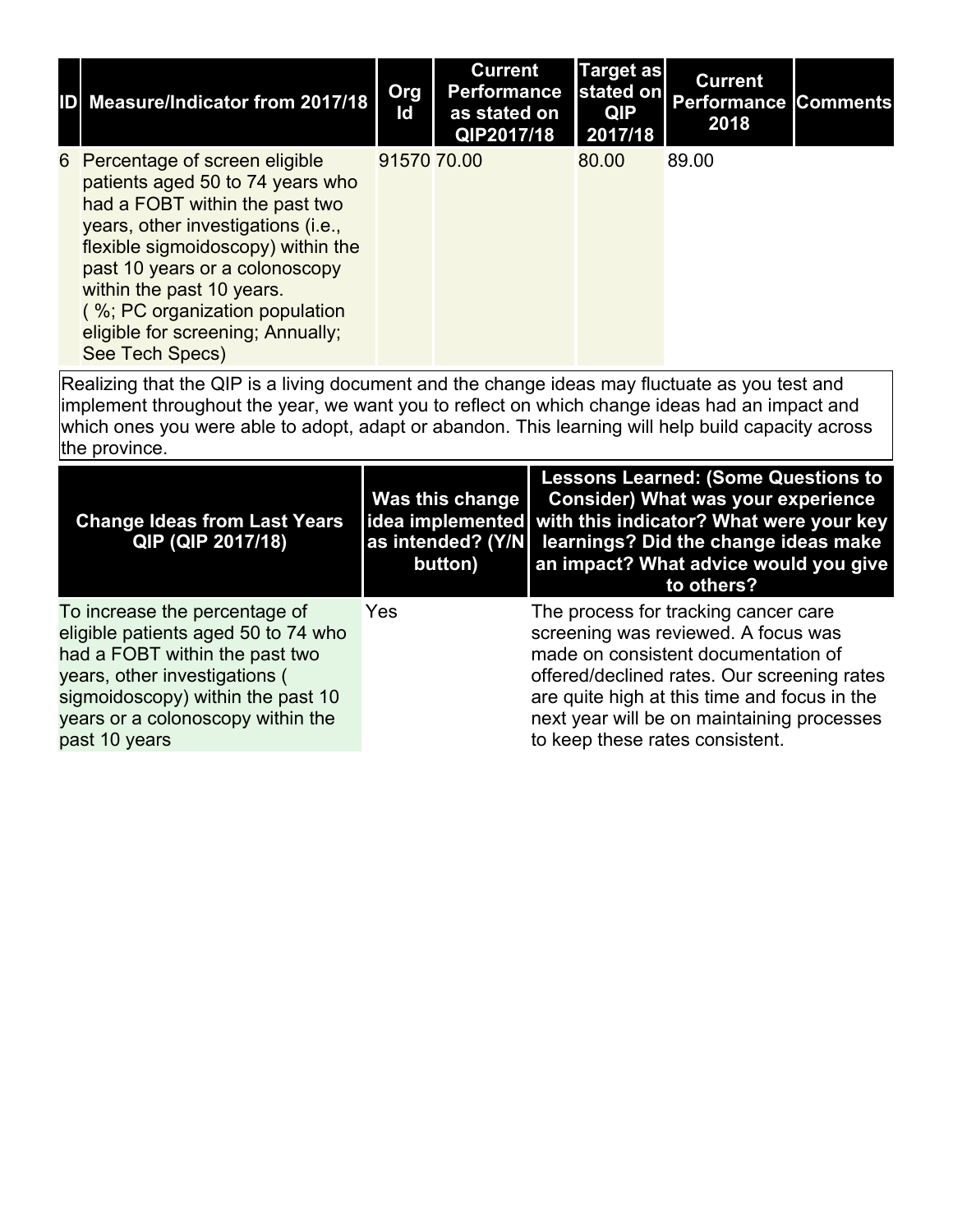| ID | Measure/Indicator from 2017/18 | Org Id | Current Performance as stated on QIP2017/18 | Target as stated on QIP 2017/18 | Current Performance 2018 | Comments |
|---|---|---|---|---|---|---|
| 6 | Percentage of screen eligible patients aged 50 to 74 years who had a FOBT within the past two years, other investigations (i.e., flexible sigmoidoscopy) within the past 10 years or a colonoscopy within the past 10 years. ( %; PC organization population eligible for screening; Annually; See Tech Specs) | 91570 | 70.00 | 80.00 | 89.00 | |

Realizing that the QIP is a living document and the change ideas may fluctuate as you test and implement throughout the year, we want you to reflect on which change ideas had an impact and which ones you were able to adopt, adapt or abandon. This learning will help build capacity across the province.

| Change Ideas from Last Years QIP (QIP 2017/18) | Was this change idea implemented as intended? (Y/N button) | Lessons Learned: (Some Questions to Consider) What was your experience with this indicator? What were your key learnings? Did the change ideas make an impact? What advice would you give to others? |
|---|---|---|
| To increase the percentage of eligible patients aged 50 to 74 who had a FOBT within the past two years, other investigations ( sigmoidoscopy) within the past 10 years or a colonoscopy within the past 10 years | Yes | The process for tracking cancer care screening was reviewed. A focus was made on consistent documentation of offered/declined rates. Our screening rates are quite high at this time and focus in the next year will be on maintaining processes to keep these rates consistent. |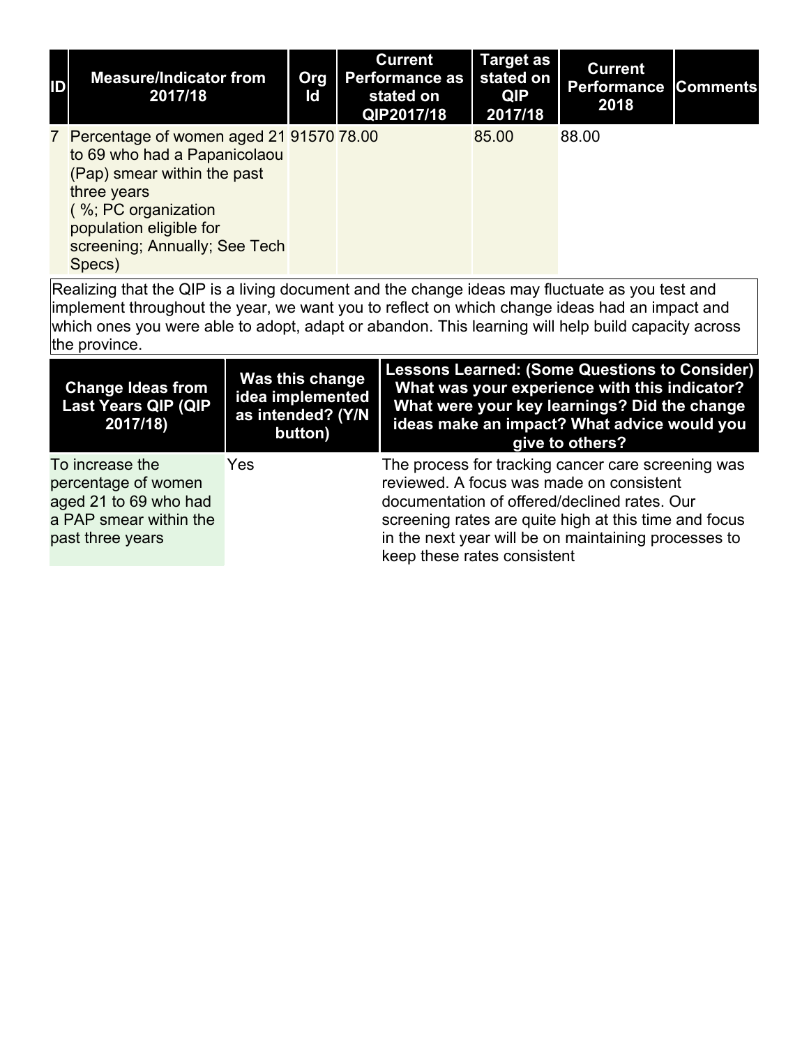| ID | Measure/Indicator from 2017/18 | Org Id | Current Performance as stated on QIP2017/18 | Target as stated on QIP 2017/18 | Current Performance 2018 | Comments |
|---|---|---|---|---|---|---|
| 7 | Percentage of women aged 21 to 69 who had a Papanicolaou (Pap) smear within the past three years ( %; PC organization population eligible for screening; Annually; See Tech Specs) | 91570 | 78.00 | 85.00 | 88.00 | |

Realizing that the QIP is a living document and the change ideas may fluctuate as you test and implement throughout the year, we want you to reflect on which change ideas had an impact and which ones you were able to adopt, adapt or abandon. This learning will help build capacity across the province.

| Change Ideas from Last Years QIP (QIP 2017/18) | Was this change idea implemented as intended? (Y/N button) | Lessons Learned: (Some Questions to Consider) What was your experience with this indicator? What were your key learnings? Did the change ideas make an impact? What advice would you give to others? |
|---|---|---|
| To increase the percentage of women aged 21 to 69 who had a PAP smear within the past three years | Yes | The process for tracking cancer care screening was reviewed. A focus was made on consistent documentation of offered/declined rates. Our screening rates are quite high at this time and focus in the next year will be on maintaining processes to keep these rates consistent |